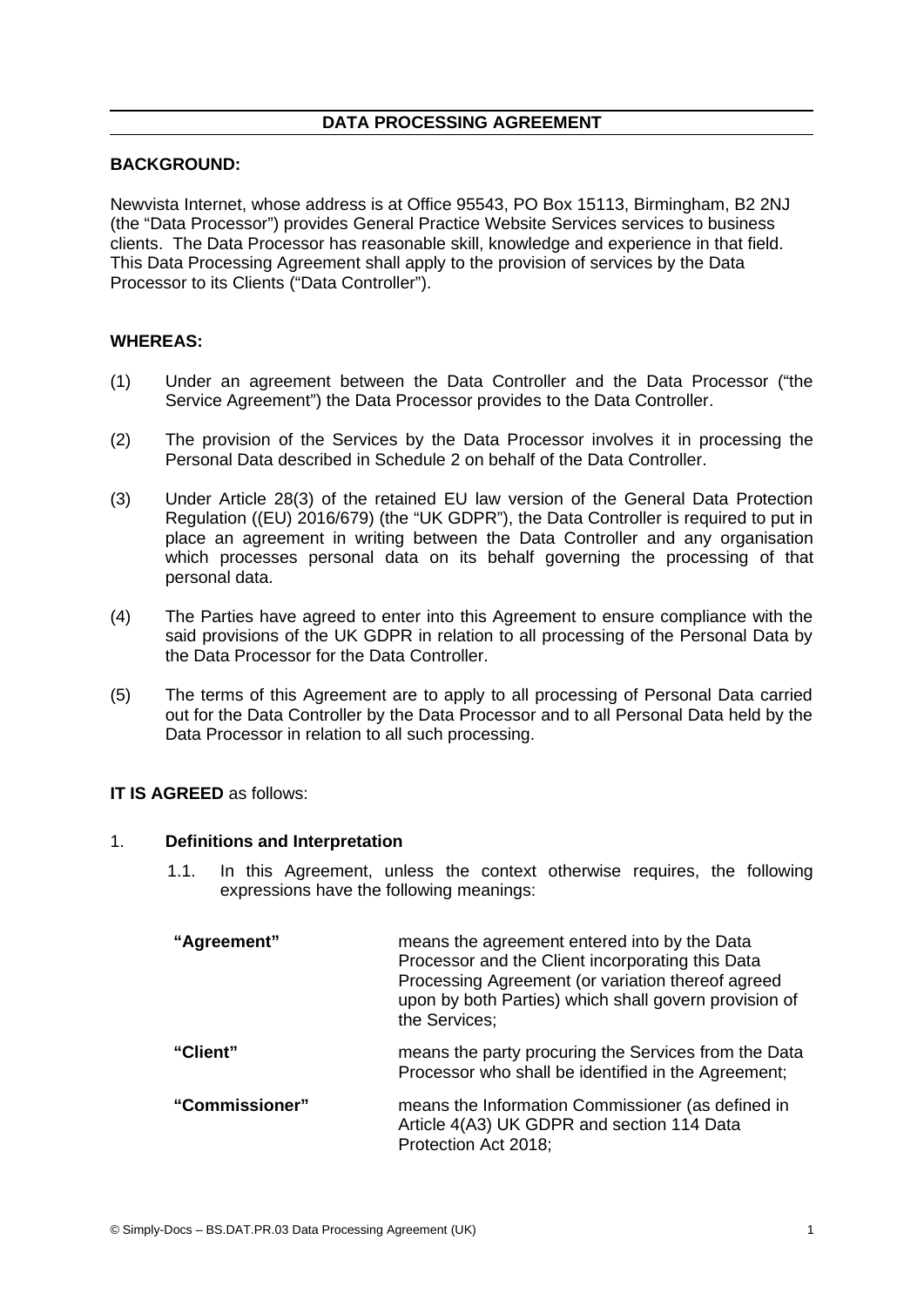# DATA PROCESSING AGREEMENT

**BACKGROUND:**

Newvista Internet, whose address is at Office 95543, PO Box 15113, Birmingham, B2 2NJ (the "Data Processor") provides General Practice Website Services services to business clients. The Data Processor has reasonable skill, knowledge and experience in that field. This Data Processing Agreement shall apply to the provision of services by the Data Processor to its Clients ("Data Controller").

**WHEREAS:**

(1) Under an agreement between the Data Controller and the Data Processor ("the Service Agreement") the Data Processor provides to the Data Controller.

(2) The provision of the Services by the Data Processor involves it in processing the Personal Data described in Schedule 2 on behalf of the Data Controller.

(3) Under Article 28(3) of the retained EU law version of the General Data Protection Regulation ((EU) 2016/679) (the "UK GDPR"), the Data Controller is required to put in place an agreement in writing between the Data Controller and any organisation which processes personal data on its behalf governing the processing of that personal data.

(4) The Parties have agreed to enter into this Agreement to ensure compliance with the said provisions of the UK GDPR in relation to all processing of the Personal Data by the Data Processor for the Data Controller.

(5) The terms of this Agreement are to apply to all processing of Personal Data carried out for the Data Controller by the Data Processor and to all Personal Data held by the Data Processor in relation to all such processing.

**IT IS AGREED** as follows:

1. **Definitions and Interpretation**

1.1. In this Agreement, unless the context otherwise requires, the following expressions have the following meanings:

| | |
|---|---|
| **"Agreement"** | means the agreement entered into by the Data Processor and the Client incorporating this Data Processing Agreement (or variation thereof agreed upon by both Parties) which shall govern provision of the Services; |
| **"Client"** | means the party procuring the Services from the Data Processor who shall be identified in the Agreement; |
| **"Commissioner"** | means the Information Commissioner (as defined in Article 4(A3) UK GDPR and section 114 Data Protection Act 2018; |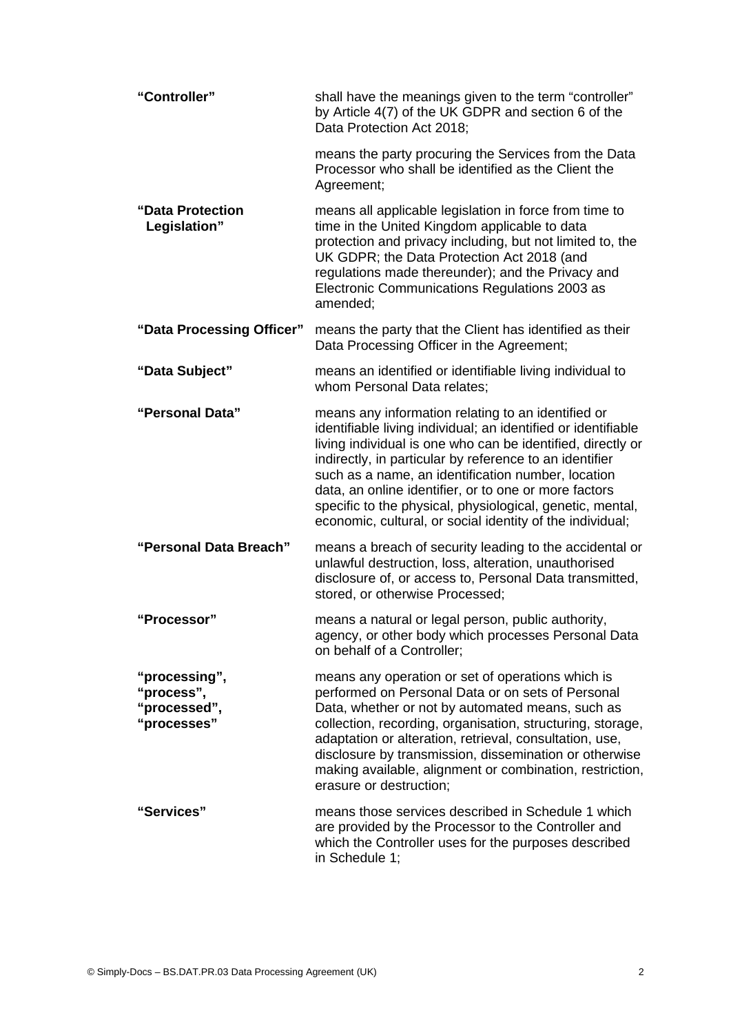| | |
|---|---|
| **"Controller"** | shall have the meanings given to the term "controller" by Article 4(7) of the UK GDPR and section 6 of the Data Protection Act 2018; |
| | means the party procuring the Services from the Data Processor who shall be identified as the Client the Agreement; |
| **"Data Protection Legislation"** | means all applicable legislation in force from time to time in the United Kingdom applicable to data protection and privacy including, but not limited to, the UK GDPR; the Data Protection Act 2018 (and regulations made thereunder); and the Privacy and Electronic Communications Regulations 2003 as amended; |
| **"Data Processing Officer"** | means the party that the Client has identified as their Data Processing Officer in the Agreement; |
| **"Data Subject"** | means an identified or identifiable living individual to whom Personal Data relates; |
| **"Personal Data"** | means any information relating to an identified or identifiable living individual; an identified or identifiable living individual is one who can be identified, directly or indirectly, in particular by reference to an identifier such as a name, an identification number, location data, an online identifier, or to one or more factors specific to the physical, physiological, genetic, mental, economic, cultural, or social identity of the individual; |
| **"Personal Data Breach"** | means a breach of security leading to the accidental or unlawful destruction, loss, alteration, unauthorised disclosure of, or access to, Personal Data transmitted, stored, or otherwise Processed; |
| **"Processor"** | means a natural or legal person, public authority, agency, or other body which processes Personal Data on behalf of a Controller; |
| **"processing", "process", "processed", "processes"** | means any operation or set of operations which is performed on Personal Data or on sets of Personal Data, whether or not by automated means, such as collection, recording, organisation, structuring, storage, adaptation or alteration, retrieval, consultation, use, disclosure by transmission, dissemination or otherwise making available, alignment or combination, restriction, erasure or destruction; |
| **"Services"** | means those services described in Schedule 1 which are provided by the Processor to the Controller and which the Controller uses for the purposes described in Schedule 1; |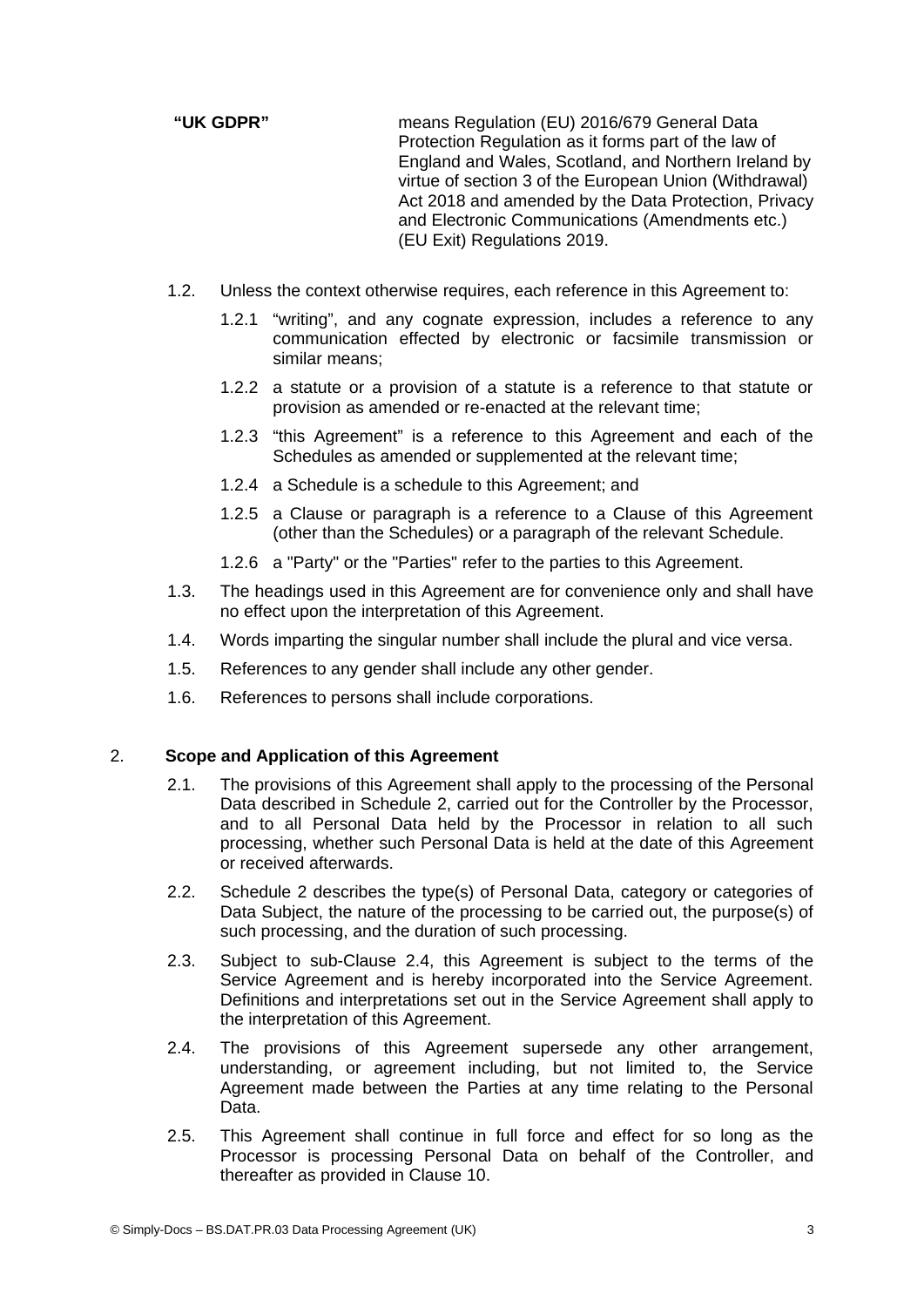**"UK GDPR"** means Regulation (EU) 2016/679 General Data Protection Regulation as it forms part of the law of England and Wales, Scotland, and Northern Ireland by virtue of section 3 of the European Union (Withdrawal) Act 2018 and amended by the Data Protection, Privacy and Electronic Communications (Amendments etc.) (EU Exit) Regulations 2019.

1.2. Unless the context otherwise requires, each reference in this Agreement to:

1.2.1 "writing", and any cognate expression, includes a reference to any communication effected by electronic or facsimile transmission or similar means;

1.2.2 a statute or a provision of a statute is a reference to that statute or provision as amended or re-enacted at the relevant time;

1.2.3 "this Agreement" is a reference to this Agreement and each of the Schedules as amended or supplemented at the relevant time;

1.2.4 a Schedule is a schedule to this Agreement; and

1.2.5 a Clause or paragraph is a reference to a Clause of this Agreement (other than the Schedules) or a paragraph of the relevant Schedule.

1.2.6 a "Party" or the "Parties" refer to the parties to this Agreement.

1.3. The headings used in this Agreement are for convenience only and shall have no effect upon the interpretation of this Agreement.

1.4. Words imparting the singular number shall include the plural and vice versa.

1.5. References to any gender shall include any other gender.

1.6. References to persons shall include corporations.

## 2. Scope and Application of this Agreement

2.1. The provisions of this Agreement shall apply to the processing of the Personal Data described in Schedule 2, carried out for the Controller by the Processor, and to all Personal Data held by the Processor in relation to all such processing, whether such Personal Data is held at the date of this Agreement or received afterwards.

2.2. Schedule 2 describes the type(s) of Personal Data, category or categories of Data Subject, the nature of the processing to be carried out, the purpose(s) of such processing, and the duration of such processing.

2.3. Subject to sub-Clause 2.4, this Agreement is subject to the terms of the Service Agreement and is hereby incorporated into the Service Agreement. Definitions and interpretations set out in the Service Agreement shall apply to the interpretation of this Agreement.

2.4. The provisions of this Agreement supersede any other arrangement, understanding, or agreement including, but not limited to, the Service Agreement made between the Parties at any time relating to the Personal Data.

2.5. This Agreement shall continue in full force and effect for so long as the Processor is processing Personal Data on behalf of the Controller, and thereafter as provided in Clause 10.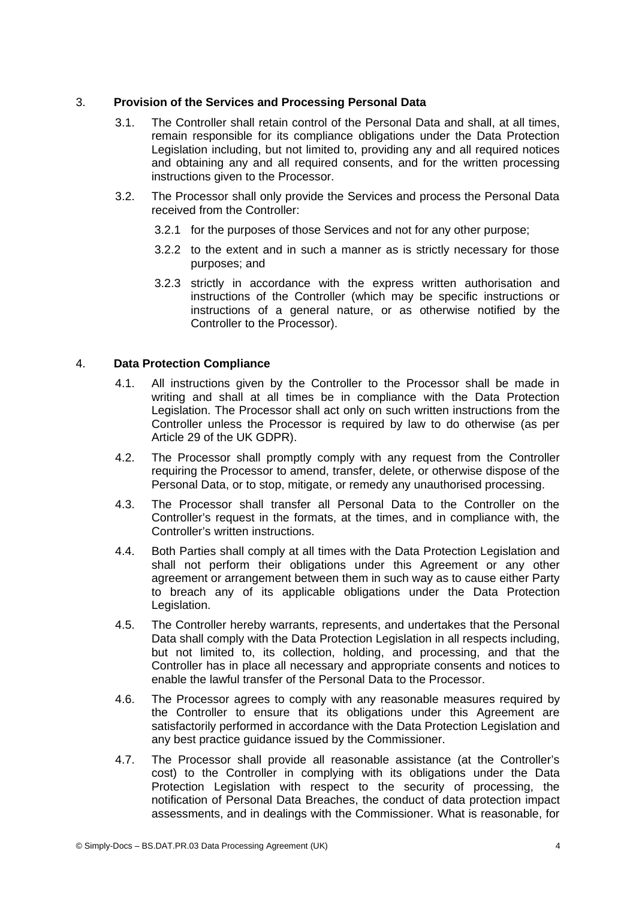## 3. Provision of the Services and Processing Personal Data

3.1. The Controller shall retain control of the Personal Data and shall, at all times, remain responsible for its compliance obligations under the Data Protection Legislation including, but not limited to, providing any and all required notices and obtaining any and all required consents, and for the written processing instructions given to the Processor.

3.2. The Processor shall only provide the Services and process the Personal Data received from the Controller:

3.2.1 for the purposes of those Services and not for any other purpose;

3.2.2 to the extent and in such a manner as is strictly necessary for those purposes; and

3.2.3 strictly in accordance with the express written authorisation and instructions of the Controller (which may be specific instructions or instructions of a general nature, or as otherwise notified by the Controller to the Processor).

## 4. Data Protection Compliance

4.1. All instructions given by the Controller to the Processor shall be made in writing and shall at all times be in compliance with the Data Protection Legislation. The Processor shall act only on such written instructions from the Controller unless the Processor is required by law to do otherwise (as per Article 29 of the UK GDPR).

4.2. The Processor shall promptly comply with any request from the Controller requiring the Processor to amend, transfer, delete, or otherwise dispose of the Personal Data, or to stop, mitigate, or remedy any unauthorised processing.

4.3. The Processor shall transfer all Personal Data to the Controller on the Controller's request in the formats, at the times, and in compliance with, the Controller's written instructions.

4.4. Both Parties shall comply at all times with the Data Protection Legislation and shall not perform their obligations under this Agreement or any other agreement or arrangement between them in such way as to cause either Party to breach any of its applicable obligations under the Data Protection Legislation.

4.5. The Controller hereby warrants, represents, and undertakes that the Personal Data shall comply with the Data Protection Legislation in all respects including, but not limited to, its collection, holding, and processing, and that the Controller has in place all necessary and appropriate consents and notices to enable the lawful transfer of the Personal Data to the Processor.

4.6. The Processor agrees to comply with any reasonable measures required by the Controller to ensure that its obligations under this Agreement are satisfactorily performed in accordance with the Data Protection Legislation and any best practice guidance issued by the Commissioner.

4.7. The Processor shall provide all reasonable assistance (at the Controller's cost) to the Controller in complying with its obligations under the Data Protection Legislation with respect to the security of processing, the notification of Personal Data Breaches, the conduct of data protection impact assessments, and in dealings with the Commissioner. What is reasonable, for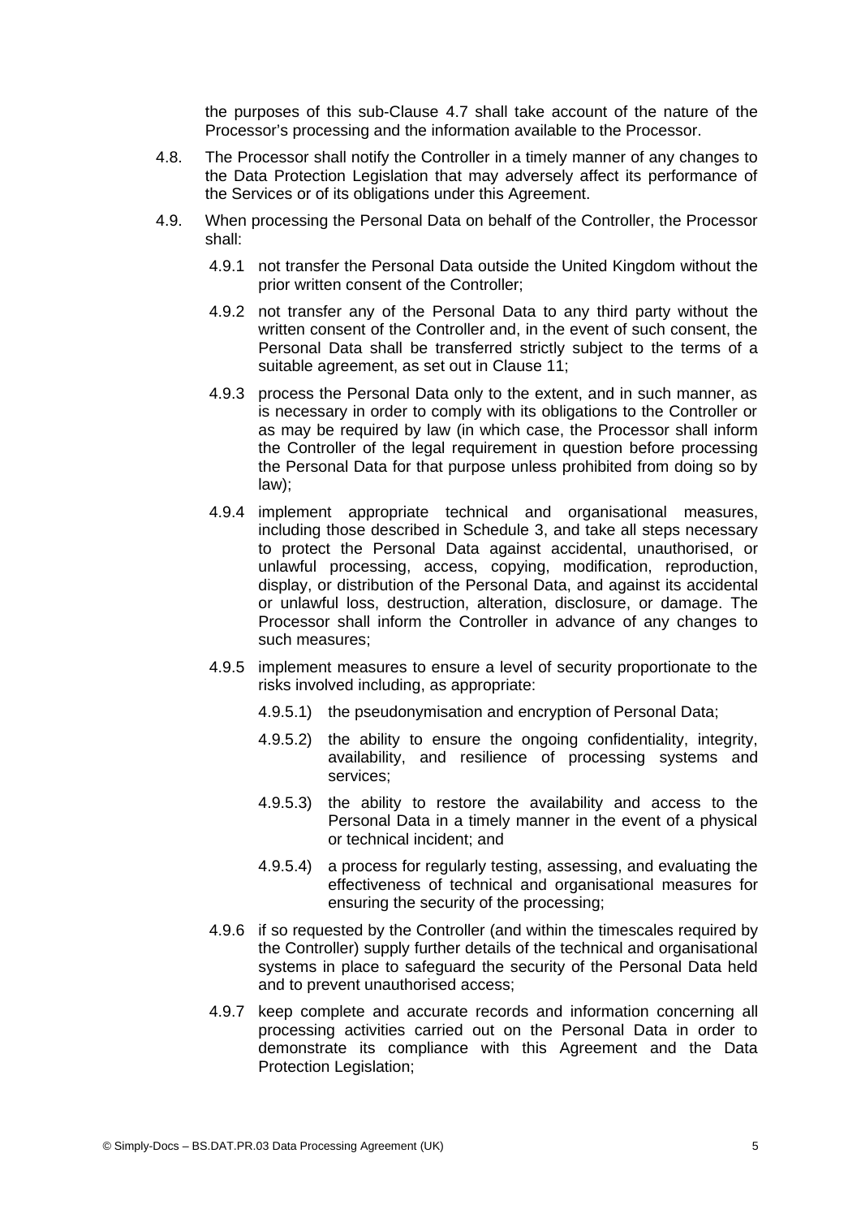the purposes of this sub-Clause 4.7 shall take account of the nature of the Processor's processing and the information available to the Processor.

4.8. The Processor shall notify the Controller in a timely manner of any changes to the Data Protection Legislation that may adversely affect its performance of the Services or of its obligations under this Agreement.

4.9. When processing the Personal Data on behalf of the Controller, the Processor shall:

4.9.1 not transfer the Personal Data outside the United Kingdom without the prior written consent of the Controller;

4.9.2 not transfer any of the Personal Data to any third party without the written consent of the Controller and, in the event of such consent, the Personal Data shall be transferred strictly subject to the terms of a suitable agreement, as set out in Clause 11;

4.9.3 process the Personal Data only to the extent, and in such manner, as is necessary in order to comply with its obligations to the Controller or as may be required by law (in which case, the Processor shall inform the Controller of the legal requirement in question before processing the Personal Data for that purpose unless prohibited from doing so by law);

4.9.4 implement appropriate technical and organisational measures, including those described in Schedule 3, and take all steps necessary to protect the Personal Data against accidental, unauthorised, or unlawful processing, access, copying, modification, reproduction, display, or distribution of the Personal Data, and against its accidental or unlawful loss, destruction, alteration, disclosure, or damage. The Processor shall inform the Controller in advance of any changes to such measures;

4.9.5 implement measures to ensure a level of security proportionate to the risks involved including, as appropriate:

4.9.5.1) the pseudonymisation and encryption of Personal Data;

4.9.5.2) the ability to ensure the ongoing confidentiality, integrity, availability, and resilience of processing systems and services;

4.9.5.3) the ability to restore the availability and access to the Personal Data in a timely manner in the event of a physical or technical incident; and

4.9.5.4) a process for regularly testing, assessing, and evaluating the effectiveness of technical and organisational measures for ensuring the security of the processing;

4.9.6 if so requested by the Controller (and within the timescales required by the Controller) supply further details of the technical and organisational systems in place to safeguard the security of the Personal Data held and to prevent unauthorised access;

4.9.7 keep complete and accurate records and information concerning all processing activities carried out on the Personal Data in order to demonstrate its compliance with this Agreement and the Data Protection Legislation;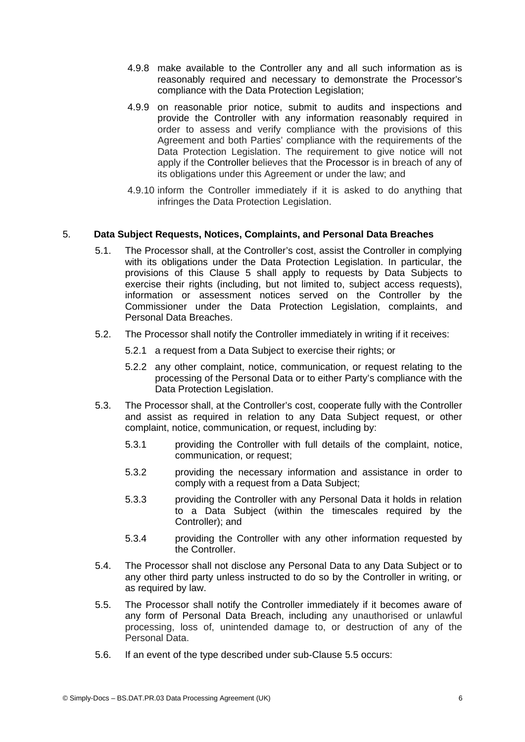4.9.8 make available to the Controller any and all such information as is reasonably required and necessary to demonstrate the Processor's compliance with the Data Protection Legislation;

4.9.9 on reasonable prior notice, submit to audits and inspections and provide the Controller with any information reasonably required in order to assess and verify compliance with the provisions of this Agreement and both Parties' compliance with the requirements of the Data Protection Legislation. The requirement to give notice will not apply if the Controller believes that the Processor is in breach of any of its obligations under this Agreement or under the law; and

4.9.10 inform the Controller immediately if it is asked to do anything that infringes the Data Protection Legislation.

## 5. Data Subject Requests, Notices, Complaints, and Personal Data Breaches

5.1. The Processor shall, at the Controller's cost, assist the Controller in complying with its obligations under the Data Protection Legislation. In particular, the provisions of this Clause 5 shall apply to requests by Data Subjects to exercise their rights (including, but not limited to, subject access requests), information or assessment notices served on the Controller by the Commissioner under the Data Protection Legislation, complaints, and Personal Data Breaches.

5.2. The Processor shall notify the Controller immediately in writing if it receives:

5.2.1 a request from a Data Subject to exercise their rights; or

5.2.2 any other complaint, notice, communication, or request relating to the processing of the Personal Data or to either Party's compliance with the Data Protection Legislation.

5.3. The Processor shall, at the Controller's cost, cooperate fully with the Controller and assist as required in relation to any Data Subject request, or other complaint, notice, communication, or request, including by:

5.3.1 providing the Controller with full details of the complaint, notice, communication, or request;

5.3.2 providing the necessary information and assistance in order to comply with a request from a Data Subject;

5.3.3 providing the Controller with any Personal Data it holds in relation to a Data Subject (within the timescales required by the Controller); and

5.3.4 providing the Controller with any other information requested by the Controller.

5.4. The Processor shall not disclose any Personal Data to any Data Subject or to any other third party unless instructed to do so by the Controller in writing, or as required by law.

5.5. The Processor shall notify the Controller immediately if it becomes aware of any form of Personal Data Breach, including any unauthorised or unlawful processing, loss of, unintended damage to, or destruction of any of the Personal Data.

5.6. If an event of the type described under sub-Clause 5.5 occurs: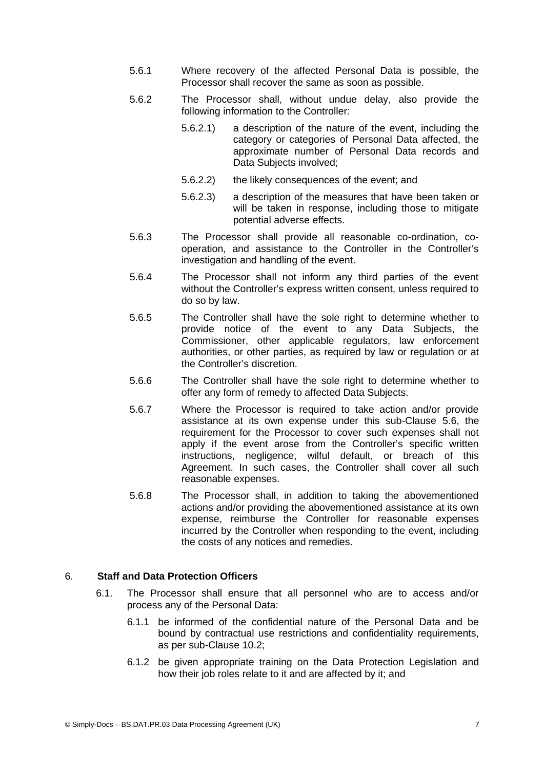5.6.1 Where recovery of the affected Personal Data is possible, the Processor shall recover the same as soon as possible.

5.6.2 The Processor shall, without undue delay, also provide the following information to the Controller:

5.6.2.1) a description of the nature of the event, including the category or categories of Personal Data affected, the approximate number of Personal Data records and Data Subjects involved;

5.6.2.2) the likely consequences of the event; and

5.6.2.3) a description of the measures that have been taken or will be taken in response, including those to mitigate potential adverse effects.

5.6.3 The Processor shall provide all reasonable co-ordination, co-operation, and assistance to the Controller in the Controller's investigation and handling of the event.

5.6.4 The Processor shall not inform any third parties of the event without the Controller's express written consent, unless required to do so by law.

5.6.5 The Controller shall have the sole right to determine whether to provide notice of the event to any Data Subjects, the Commissioner, other applicable regulators, law enforcement authorities, or other parties, as required by law or regulation or at the Controller's discretion.

5.6.6 The Controller shall have the sole right to determine whether to offer any form of remedy to affected Data Subjects.

5.6.7 Where the Processor is required to take action and/or provide assistance at its own expense under this sub-Clause 5.6, the requirement for the Processor to cover such expenses shall not apply if the event arose from the Controller's specific written instructions, negligence, wilful default, or breach of this Agreement. In such cases, the Controller shall cover all such reasonable expenses.

5.6.8 The Processor shall, in addition to taking the abovementioned actions and/or providing the abovementioned assistance at its own expense, reimburse the Controller for reasonable expenses incurred by the Controller when responding to the event, including the costs of any notices and remedies.

## 6. Staff and Data Protection Officers

6.1. The Processor shall ensure that all personnel who are to access and/or process any of the Personal Data:

6.1.1 be informed of the confidential nature of the Personal Data and be bound by contractual use restrictions and confidentiality requirements, as per sub-Clause 10.2;

6.1.2 be given appropriate training on the Data Protection Legislation and how their job roles relate to it and are affected by it; and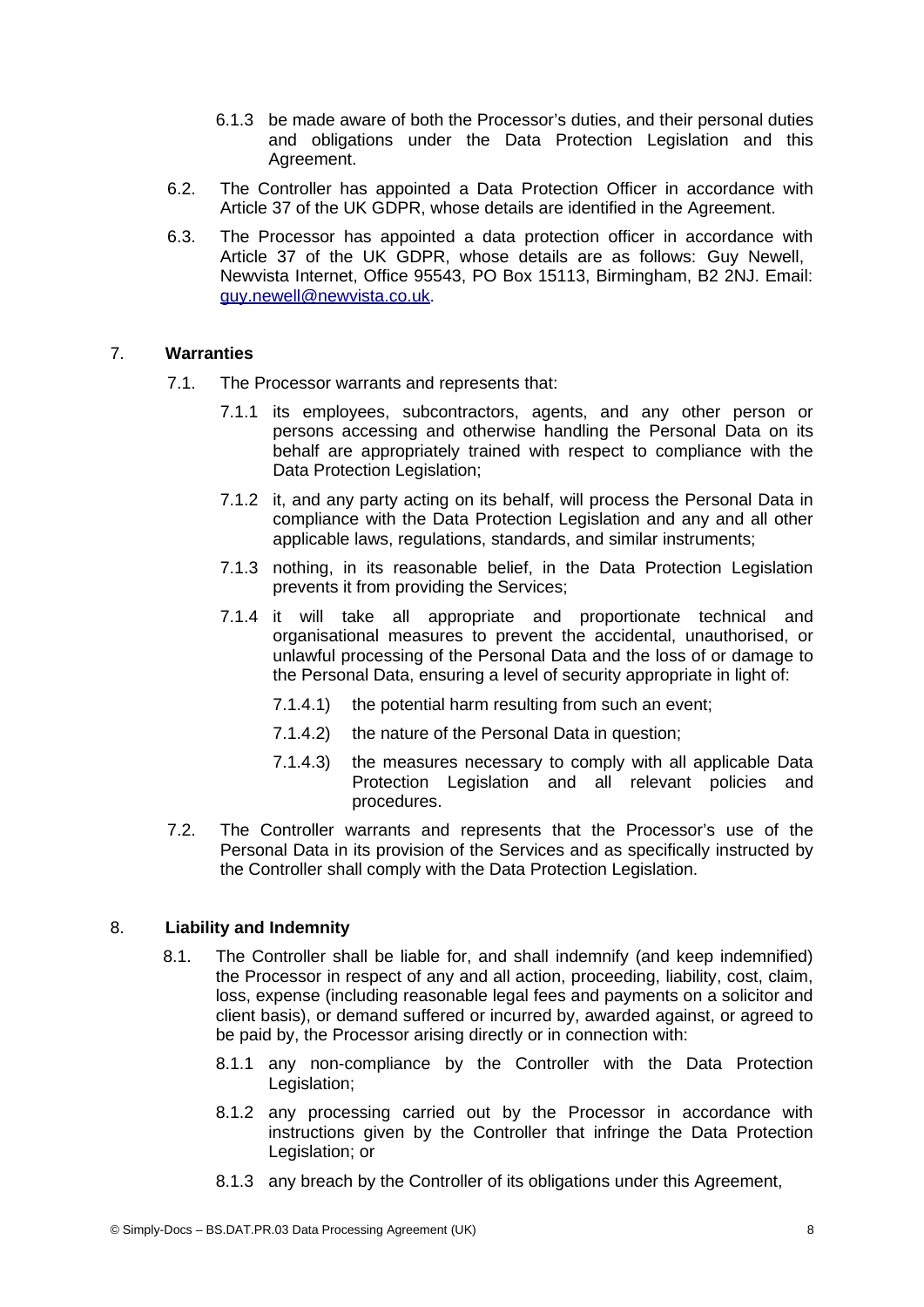6.1.3 be made aware of both the Processor's duties, and their personal duties and obligations under the Data Protection Legislation and this Agreement.

6.2. The Controller has appointed a Data Protection Officer in accordance with Article 37 of the UK GDPR, whose details are identified in the Agreement.

6.3. The Processor has appointed a data protection officer in accordance with Article 37 of the UK GDPR, whose details are as follows: Guy Newell, Newvista Internet, Office 95543, PO Box 15113, Birmingham, B2 2NJ. Email: guy.newell@newvista.co.uk.

## 7. Warranties

7.1. The Processor warrants and represents that:

7.1.1 its employees, subcontractors, agents, and any other person or persons accessing and otherwise handling the Personal Data on its behalf are appropriately trained with respect to compliance with the Data Protection Legislation;

7.1.2 it, and any party acting on its behalf, will process the Personal Data in compliance with the Data Protection Legislation and any and all other applicable laws, regulations, standards, and similar instruments;

7.1.3 nothing, in its reasonable belief, in the Data Protection Legislation prevents it from providing the Services;

7.1.4 it will take all appropriate and proportionate technical and organisational measures to prevent the accidental, unauthorised, or unlawful processing of the Personal Data and the loss of or damage to the Personal Data, ensuring a level of security appropriate in light of:

7.1.4.1) the potential harm resulting from such an event;

7.1.4.2) the nature of the Personal Data in question;

7.1.4.3) the measures necessary to comply with all applicable Data Protection Legislation and all relevant policies and procedures.

7.2. The Controller warrants and represents that the Processor's use of the Personal Data in its provision of the Services and as specifically instructed by the Controller shall comply with the Data Protection Legislation.

## 8. Liability and Indemnity

8.1. The Controller shall be liable for, and shall indemnify (and keep indemnified) the Processor in respect of any and all action, proceeding, liability, cost, claim, loss, expense (including reasonable legal fees and payments on a solicitor and client basis), or demand suffered or incurred by, awarded against, or agreed to be paid by, the Processor arising directly or in connection with:

8.1.1 any non-compliance by the Controller with the Data Protection Legislation;

8.1.2 any processing carried out by the Processor in accordance with instructions given by the Controller that infringe the Data Protection Legislation; or

8.1.3 any breach by the Controller of its obligations under this Agreement,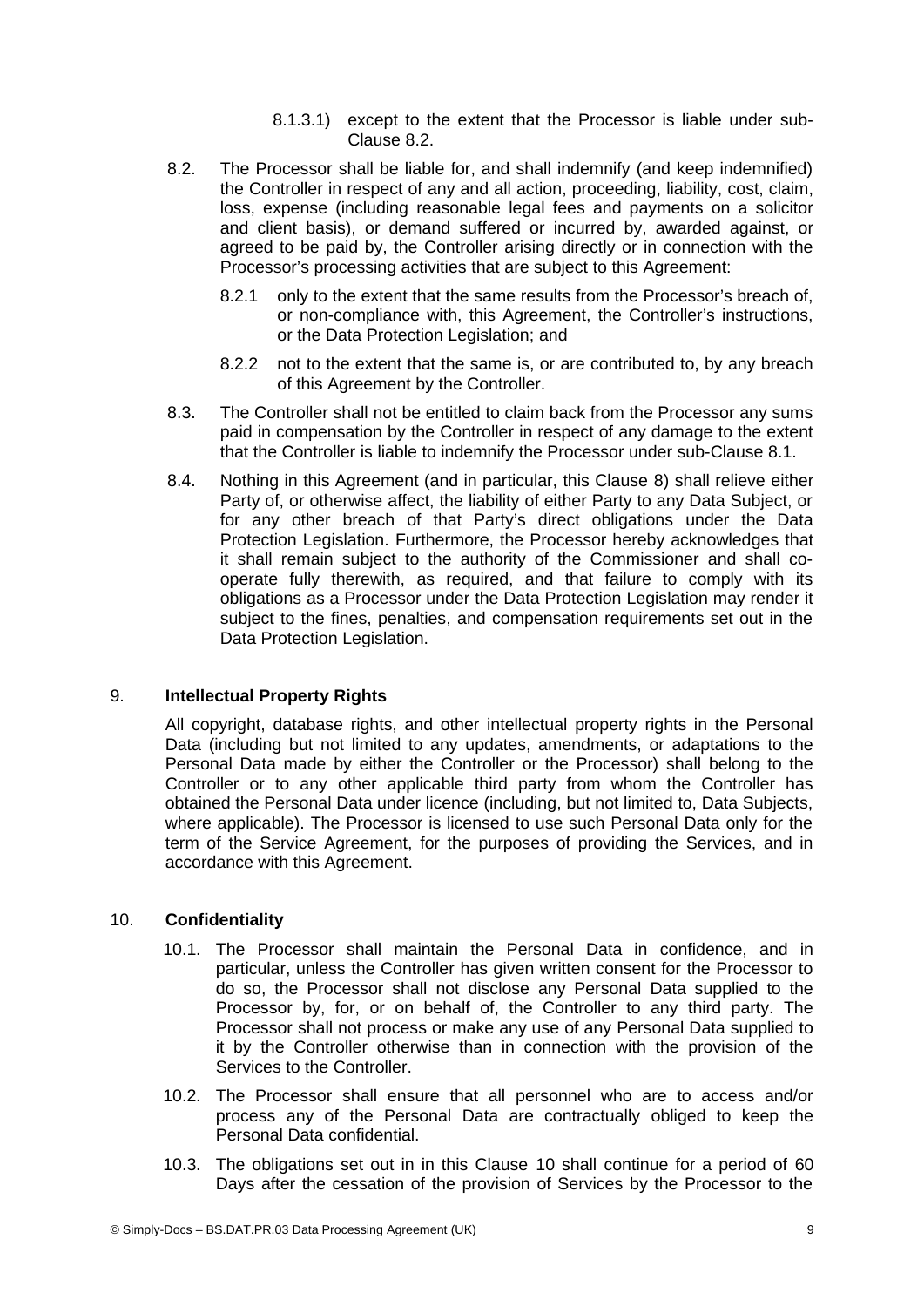8.1.3.1) except to the extent that the Processor is liable under sub-Clause 8.2.

8.2. The Processor shall be liable for, and shall indemnify (and keep indemnified) the Controller in respect of any and all action, proceeding, liability, cost, claim, loss, expense (including reasonable legal fees and payments on a solicitor and client basis), or demand suffered or incurred by, awarded against, or agreed to be paid by, the Controller arising directly or in connection with the Processor's processing activities that are subject to this Agreement:

8.2.1 only to the extent that the same results from the Processor's breach of, or non-compliance with, this Agreement, the Controller's instructions, or the Data Protection Legislation; and

8.2.2 not to the extent that the same is, or are contributed to, by any breach of this Agreement by the Controller.

8.3. The Controller shall not be entitled to claim back from the Processor any sums paid in compensation by the Controller in respect of any damage to the extent that the Controller is liable to indemnify the Processor under sub-Clause 8.1.

8.4. Nothing in this Agreement (and in particular, this Clause 8) shall relieve either Party of, or otherwise affect, the liability of either Party to any Data Subject, or for any other breach of that Party's direct obligations under the Data Protection Legislation. Furthermore, the Processor hereby acknowledges that it shall remain subject to the authority of the Commissioner and shall co-operate fully therewith, as required, and that failure to comply with its obligations as a Processor under the Data Protection Legislation may render it subject to the fines, penalties, and compensation requirements set out in the Data Protection Legislation.

## 9. **Intellectual Property Rights**

All copyright, database rights, and other intellectual property rights in the Personal Data (including but not limited to any updates, amendments, or adaptations to the Personal Data made by either the Controller or the Processor) shall belong to the Controller or to any other applicable third party from whom the Controller has obtained the Personal Data under licence (including, but not limited to, Data Subjects, where applicable). The Processor is licensed to use such Personal Data only for the term of the Service Agreement, for the purposes of providing the Services, and in accordance with this Agreement.

## 10. **Confidentiality**

10.1. The Processor shall maintain the Personal Data in confidence, and in particular, unless the Controller has given written consent for the Processor to do so, the Processor shall not disclose any Personal Data supplied to the Processor by, for, or on behalf of, the Controller to any third party. The Processor shall not process or make any use of any Personal Data supplied to it by the Controller otherwise than in connection with the provision of the Services to the Controller.

10.2. The Processor shall ensure that all personnel who are to access and/or process any of the Personal Data are contractually obliged to keep the Personal Data confidential.

10.3. The obligations set out in in this Clause 10 shall continue for a period of 60 Days after the cessation of the provision of Services by the Processor to the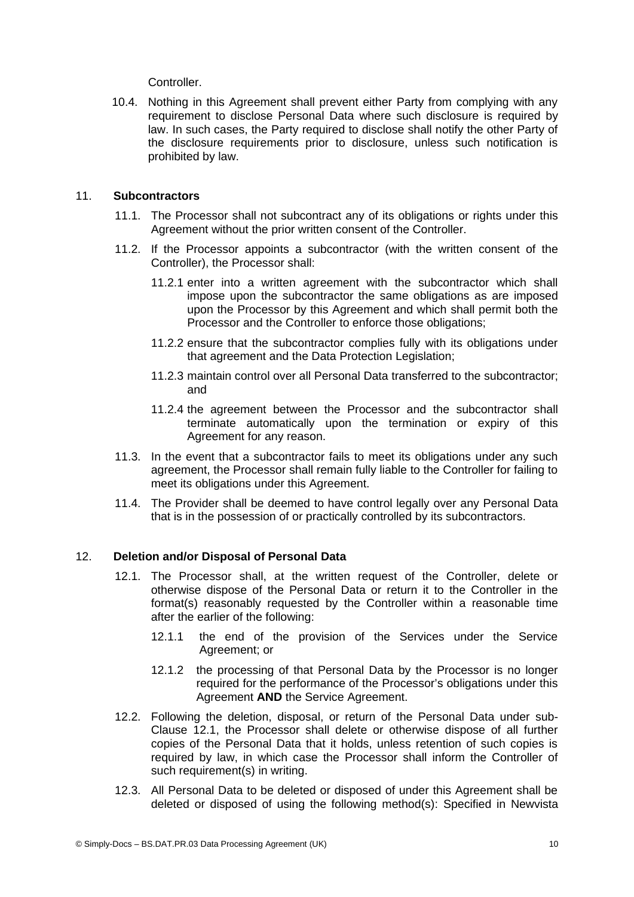Controller.

10.4. Nothing in this Agreement shall prevent either Party from complying with any requirement to disclose Personal Data where such disclosure is required by law. In such cases, the Party required to disclose shall notify the other Party of the disclosure requirements prior to disclosure, unless such notification is prohibited by law.

## 11. Subcontractors

11.1. The Processor shall not subcontract any of its obligations or rights under this Agreement without the prior written consent of the Controller.

11.2. If the Processor appoints a subcontractor (with the written consent of the Controller), the Processor shall:

11.2.1 enter into a written agreement with the subcontractor which shall impose upon the subcontractor the same obligations as are imposed upon the Processor by this Agreement and which shall permit both the Processor and the Controller to enforce those obligations;

11.2.2 ensure that the subcontractor complies fully with its obligations under that agreement and the Data Protection Legislation;

11.2.3 maintain control over all Personal Data transferred to the subcontractor; and

11.2.4 the agreement between the Processor and the subcontractor shall terminate automatically upon the termination or expiry of this Agreement for any reason.

11.3. In the event that a subcontractor fails to meet its obligations under any such agreement, the Processor shall remain fully liable to the Controller for failing to meet its obligations under this Agreement.

11.4. The Provider shall be deemed to have control legally over any Personal Data that is in the possession of or practically controlled by its subcontractors.

## 12. Deletion and/or Disposal of Personal Data

12.1. The Processor shall, at the written request of the Controller, delete or otherwise dispose of the Personal Data or return it to the Controller in the format(s) reasonably requested by the Controller within a reasonable time after the earlier of the following:

12.1.1 the end of the provision of the Services under the Service Agreement; or

12.1.2 the processing of that Personal Data by the Processor is no longer required for the performance of the Processor's obligations under this Agreement **AND** the Service Agreement.

12.2. Following the deletion, disposal, or return of the Personal Data under sub-Clause 12.1, the Processor shall delete or otherwise dispose of all further copies of the Personal Data that it holds, unless retention of such copies is required by law, in which case the Processor shall inform the Controller of such requirement(s) in writing.

12.3. All Personal Data to be deleted or disposed of under this Agreement shall be deleted or disposed of using the following method(s): Specified in Newvista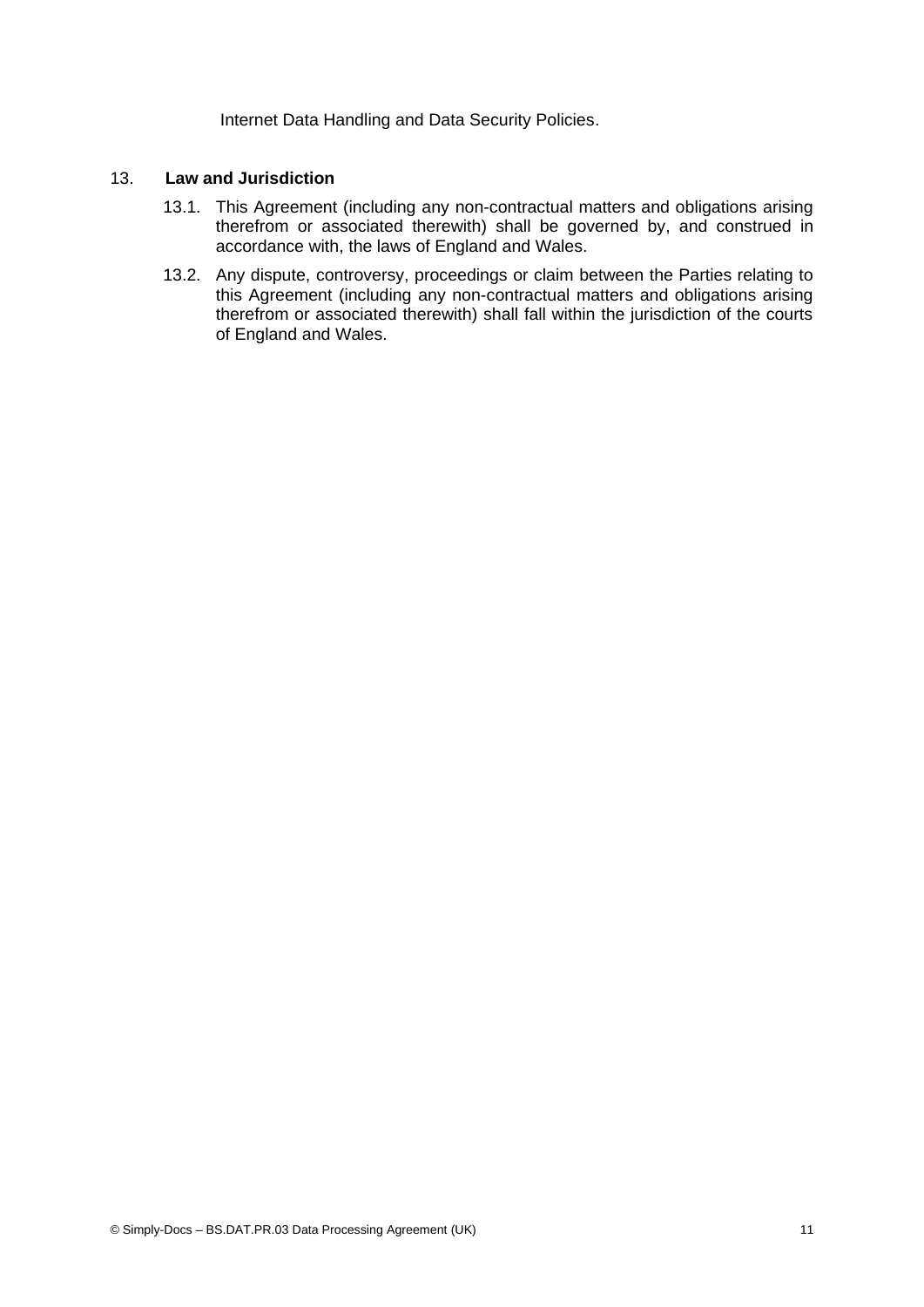Internet Data Handling and Data Security Policies.

## 13. Law and Jurisdiction

13.1. This Agreement (including any non-contractual matters and obligations arising therefrom or associated therewith) shall be governed by, and construed in accordance with, the laws of England and Wales.

13.2. Any dispute, controversy, proceedings or claim between the Parties relating to this Agreement (including any non-contractual matters and obligations arising therefrom or associated therewith) shall fall within the jurisdiction of the courts of England and Wales.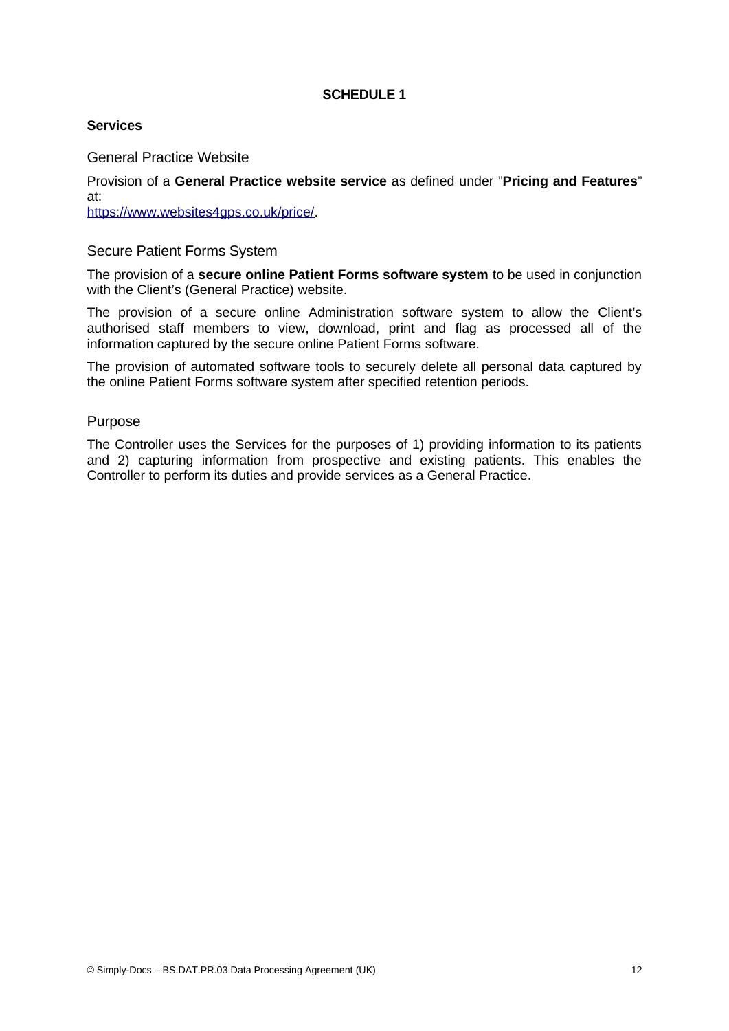# SCHEDULE 1

## Services

### General Practice Website

Provision of a **General Practice website service** as defined under "**Pricing and Features**" at:
https://www.websites4gps.co.uk/price/.

### Secure Patient Forms System

The provision of a **secure online Patient Forms software system** to be used in conjunction with the Client's (General Practice) website.

The provision of a secure online Administration software system to allow the Client's authorised staff members to view, download, print and flag as processed all of the information captured by the secure online Patient Forms software.

The provision of automated software tools to securely delete all personal data captured by the online Patient Forms software system after specified retention periods.

### Purpose

The Controller uses the Services for the purposes of 1) providing information to its patients and 2) capturing information from prospective and existing patients. This enables the Controller to perform its duties and provide services as a General Practice.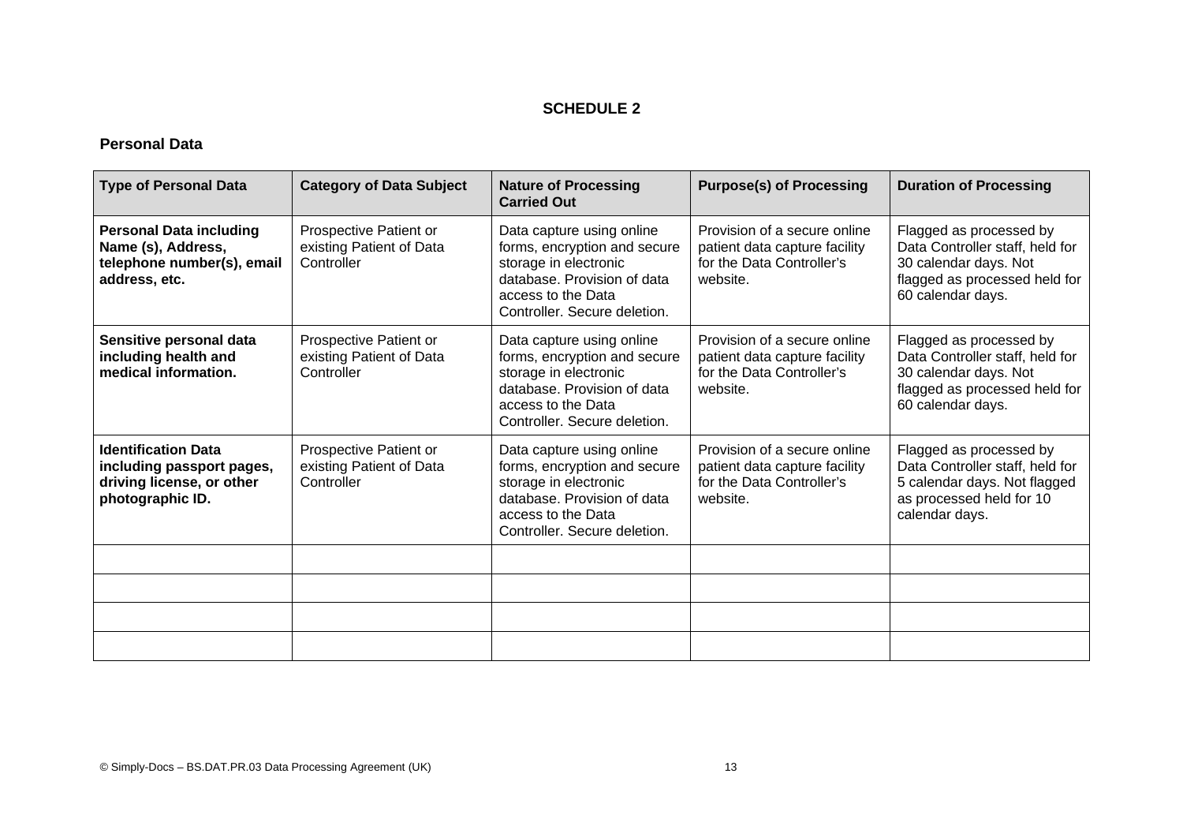# SCHEDULE 2

## Personal Data

| Type of Personal Data | Category of Data Subject | Nature of Processing Carried Out | Purpose(s) of Processing | Duration of Processing |
|---|---|---|---|---|
| **Personal Data including Name (s), Address, telephone number(s), email address, etc.** | Prospective Patient or existing Patient of Data Controller | Data capture using online forms, encryption and secure storage in electronic database. Provision of data access to the Data Controller. Secure deletion. | Provision of a secure online patient data capture facility for the Data Controller's website. | Flagged as processed by Data Controller staff, held for 30 calendar days. Not flagged as processed held for 60 calendar days. |
| **Sensitive personal data including health and medical information.** | Prospective Patient or existing Patient of Data Controller | Data capture using online forms, encryption and secure storage in electronic database. Provision of data access to the Data Controller. Secure deletion. | Provision of a secure online patient data capture facility for the Data Controller's website. | Flagged as processed by Data Controller staff, held for 30 calendar days. Not flagged as processed held for 60 calendar days. |
| **Identification Data including passport pages, driving license, or other photographic ID.** | Prospective Patient or existing Patient of Data Controller | Data capture using online forms, encryption and secure storage in electronic database. Provision of data access to the Data Controller. Secure deletion. | Provision of a secure online patient data capture facility for the Data Controller's website. | Flagged as processed by Data Controller staff, held for 5 calendar days. Not flagged as processed held for 10 calendar days. |
| | | | | |
| | | | | |
| | | | | |
| | | | | |

© Simply-Docs – BS.DAT.PR.03 Data Processing Agreement (UK)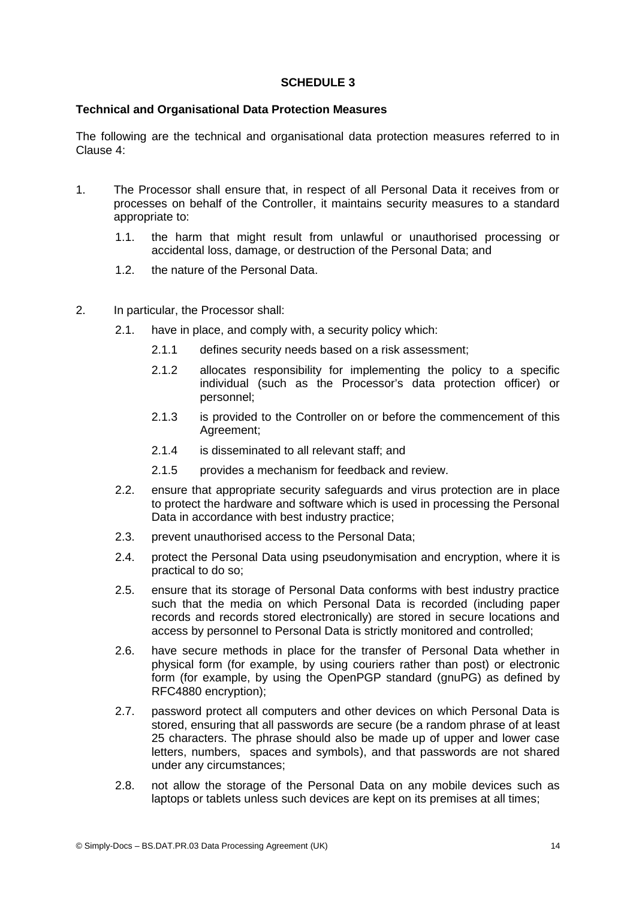**SCHEDULE 3**

**Technical and Organisational Data Protection Measures**

The following are the technical and organisational data protection measures referred to in Clause 4:

1. The Processor shall ensure that, in respect of all Personal Data it receives from or processes on behalf of the Controller, it maintains security measures to a standard appropriate to:

   1.1. the harm that might result from unlawful or unauthorised processing or accidental loss, damage, or destruction of the Personal Data; and

   1.2. the nature of the Personal Data.

2. In particular, the Processor shall:

   2.1. have in place, and comply with, a security policy which:

      2.1.1 defines security needs based on a risk assessment;

      2.1.2 allocates responsibility for implementing the policy to a specific individual (such as the Processor's data protection officer) or personnel;

      2.1.3 is provided to the Controller on or before the commencement of this Agreement;

      2.1.4 is disseminated to all relevant staff; and

      2.1.5 provides a mechanism for feedback and review.

   2.2. ensure that appropriate security safeguards and virus protection are in place to protect the hardware and software which is used in processing the Personal Data in accordance with best industry practice;

   2.3. prevent unauthorised access to the Personal Data;

   2.4. protect the Personal Data using pseudonymisation and encryption, where it is practical to do so;

   2.5. ensure that its storage of Personal Data conforms with best industry practice such that the media on which Personal Data is recorded (including paper records and records stored electronically) are stored in secure locations and access by personnel to Personal Data is strictly monitored and controlled;

   2.6. have secure methods in place for the transfer of Personal Data whether in physical form (for example, by using couriers rather than post) or electronic form (for example, by using the OpenPGP standard (gnuPG) as defined by RFC4880 encryption);

   2.7. password protect all computers and other devices on which Personal Data is stored, ensuring that all passwords are secure (be a random phrase of at least 25 characters. The phrase should also be made up of upper and lower case letters, numbers, spaces and symbols), and that passwords are not shared under any circumstances;

   2.8. not allow the storage of the Personal Data on any mobile devices such as laptops or tablets unless such devices are kept on its premises at all times;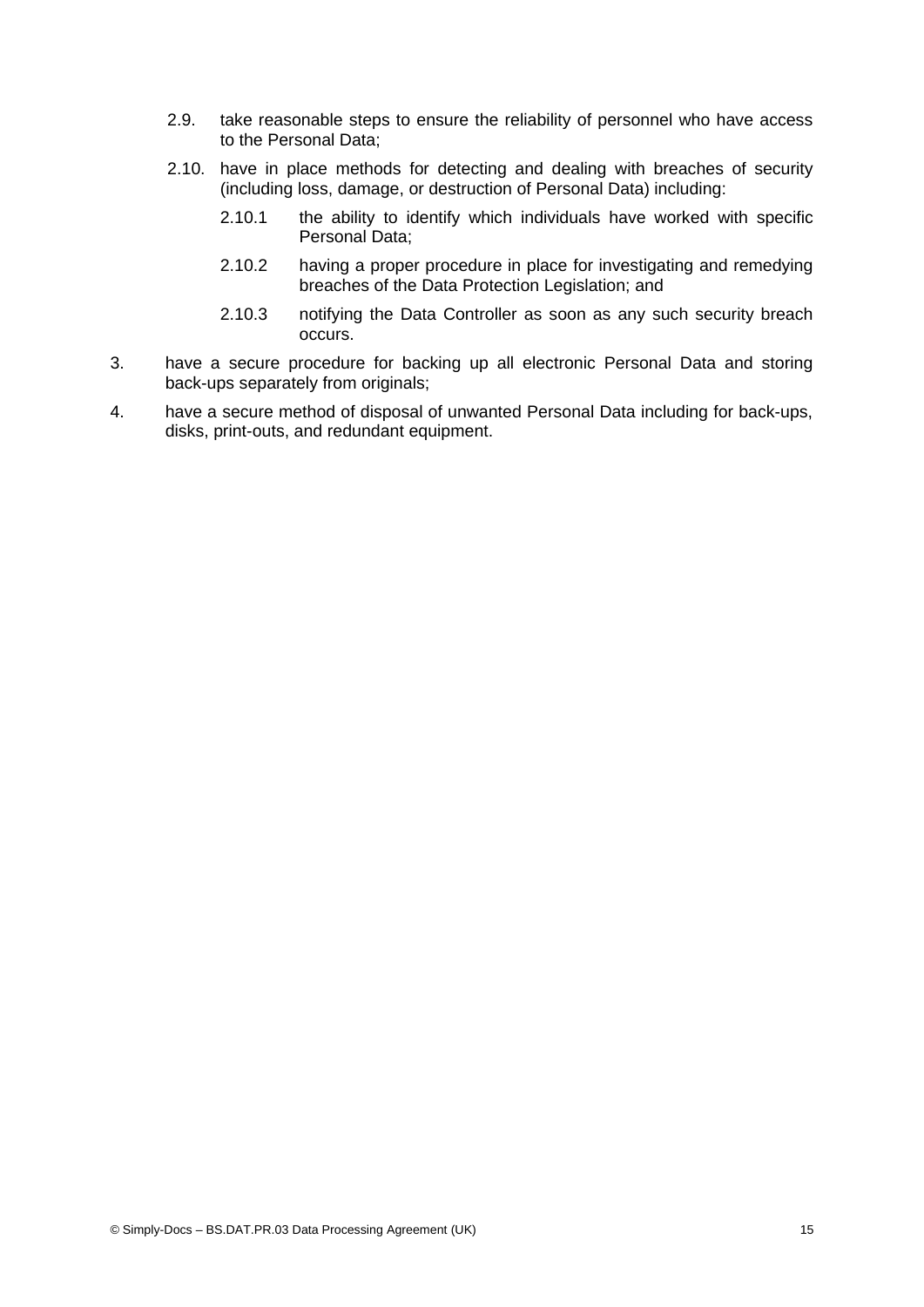2.9. take reasonable steps to ensure the reliability of personnel who have access to the Personal Data;

2.10. have in place methods for detecting and dealing with breaches of security (including loss, damage, or destruction of Personal Data) including:

2.10.1 the ability to identify which individuals have worked with specific Personal Data;

2.10.2 having a proper procedure in place for investigating and remedying breaches of the Data Protection Legislation; and

2.10.3 notifying the Data Controller as soon as any such security breach occurs.

3. have a secure procedure for backing up all electronic Personal Data and storing back-ups separately from originals;

4. have a secure method of disposal of unwanted Personal Data including for back-ups, disks, print-outs, and redundant equipment.